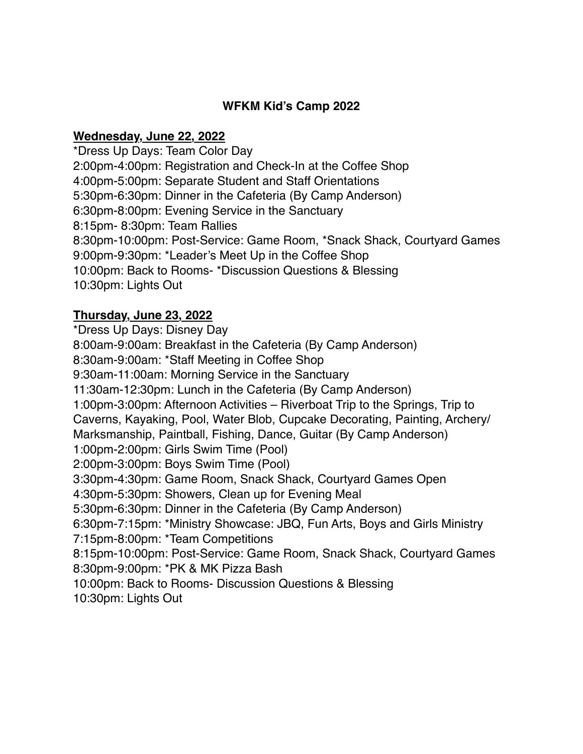# WFKM Kid's Camp 2022

## Wednesday, June 22, 2022

*Dress Up Days: Team Color Day
2:00pm-4:00pm: Registration and Check-In at the Coffee Shop
4:00pm-5:00pm: Separate Student and Staff Orientations
5:30pm-6:30pm: Dinner in the Cafeteria (By Camp Anderson)
6:30pm-8:00pm: Evening Service in the Sanctuary
8:15pm- 8:30pm: Team Rallies
8:30pm-10:00pm: Post-Service: Game Room, *Snack Shack, Courtyard Games
9:00pm-9:30pm: *Leader's Meet Up in the Coffee Shop
10:00pm: Back to Rooms- *Discussion Questions & Blessing
10:30pm: Lights Out

## Thursday, June 23, 2022

*Dress Up Days: Disney Day
8:00am-9:00am: Breakfast in the Cafeteria (By Camp Anderson)
8:30am-9:00am: *Staff Meeting in Coffee Shop
9:30am-11:00am: Morning Service in the Sanctuary
11:30am-12:30pm: Lunch in the Cafeteria (By Camp Anderson)
1:00pm-3:00pm: Afternoon Activities – Riverboat Trip to the Springs, Trip to Caverns, Kayaking, Pool, Water Blob, Cupcake Decorating, Painting, Archery/ Marksmanship, Paintball, Fishing, Dance, Guitar (By Camp Anderson)
1:00pm-2:00pm: Girls Swim Time (Pool)
2:00pm-3:00pm: Boys Swim Time (Pool)
3:30pm-4:30pm: Game Room, Snack Shack, Courtyard Games Open
4:30pm-5:30pm: Showers, Clean up for Evening Meal
5:30pm-6:30pm: Dinner in the Cafeteria (By Camp Anderson)
6:30pm-7:15pm: *Ministry Showcase: JBQ, Fun Arts, Boys and Girls Ministry
7:15pm-8:00pm: *Team Competitions
8:15pm-10:00pm: Post-Service: Game Room, Snack Shack, Courtyard Games
8:30pm-9:00pm: *PK & MK Pizza Bash
10:00pm: Back to Rooms- Discussion Questions & Blessing
10:30pm: Lights Out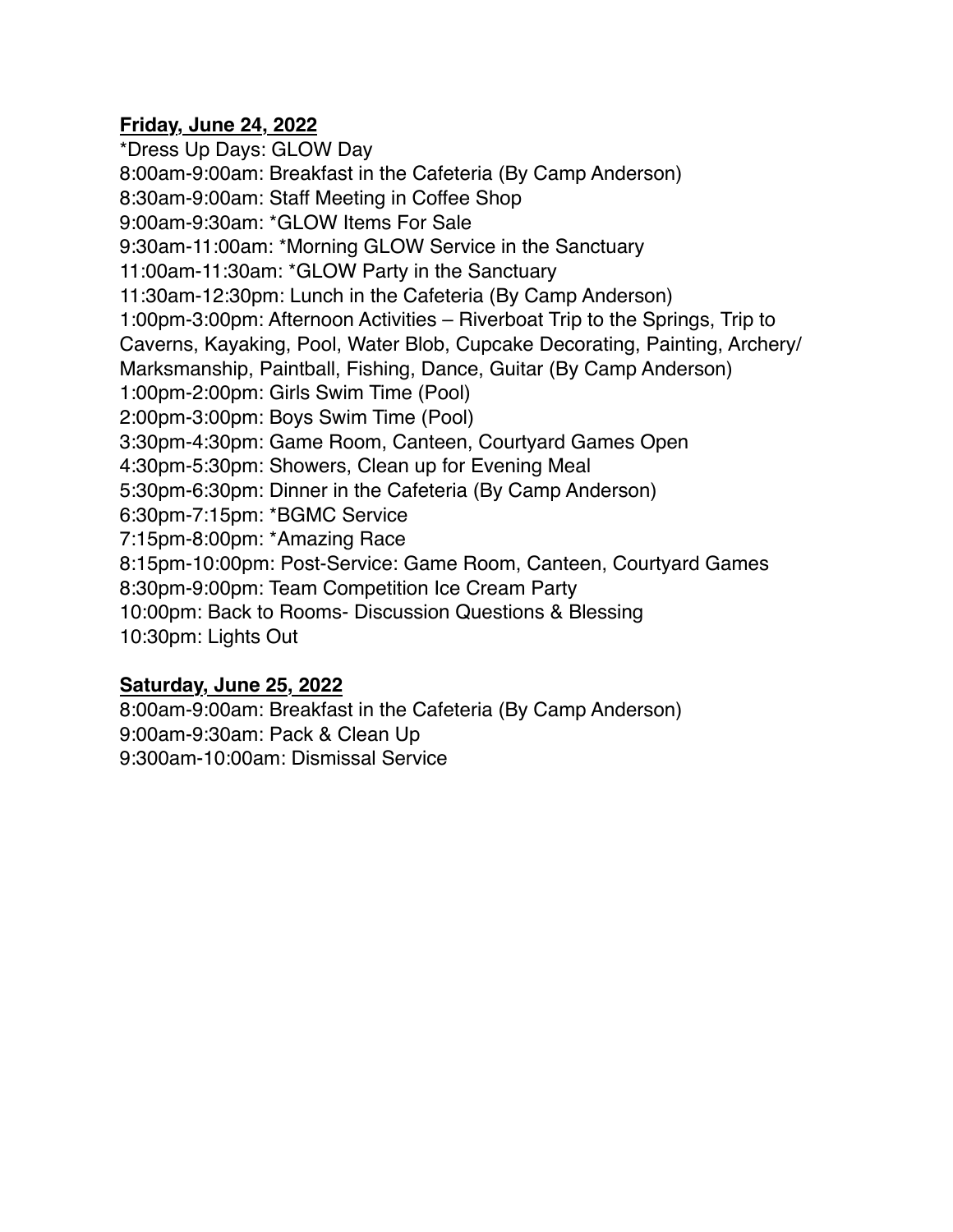**Friday, June 24, 2022**

*Dress Up Days: GLOW Day
8:00am-9:00am: Breakfast in the Cafeteria (By Camp Anderson)
8:30am-9:00am: Staff Meeting in Coffee Shop
9:00am-9:30am: *GLOW Items For Sale
9:30am-11:00am: *Morning GLOW Service in the Sanctuary
11:00am-11:30am: *GLOW Party in the Sanctuary
11:30am-12:30pm: Lunch in the Cafeteria (By Camp Anderson)
1:00pm-3:00pm: Afternoon Activities – Riverboat Trip to the Springs, Trip to Caverns, Kayaking, Pool, Water Blob, Cupcake Decorating, Painting, Archery/ Marksmanship, Paintball, Fishing, Dance, Guitar (By Camp Anderson)
1:00pm-2:00pm: Girls Swim Time (Pool)
2:00pm-3:00pm: Boys Swim Time (Pool)
3:30pm-4:30pm: Game Room, Canteen, Courtyard Games Open
4:30pm-5:30pm: Showers, Clean up for Evening Meal
5:30pm-6:30pm: Dinner in the Cafeteria (By Camp Anderson)
6:30pm-7:15pm: *BGMC Service
7:15pm-8:00pm: *Amazing Race
8:15pm-10:00pm: Post-Service: Game Room, Canteen, Courtyard Games
8:30pm-9:00pm: Team Competition Ice Cream Party
10:00pm: Back to Rooms- Discussion Questions & Blessing
10:30pm: Lights Out

**Saturday, June 25, 2022**

8:00am-9:00am: Breakfast in the Cafeteria (By Camp Anderson)
9:00am-9:30am: Pack & Clean Up
9:300am-10:00am: Dismissal Service